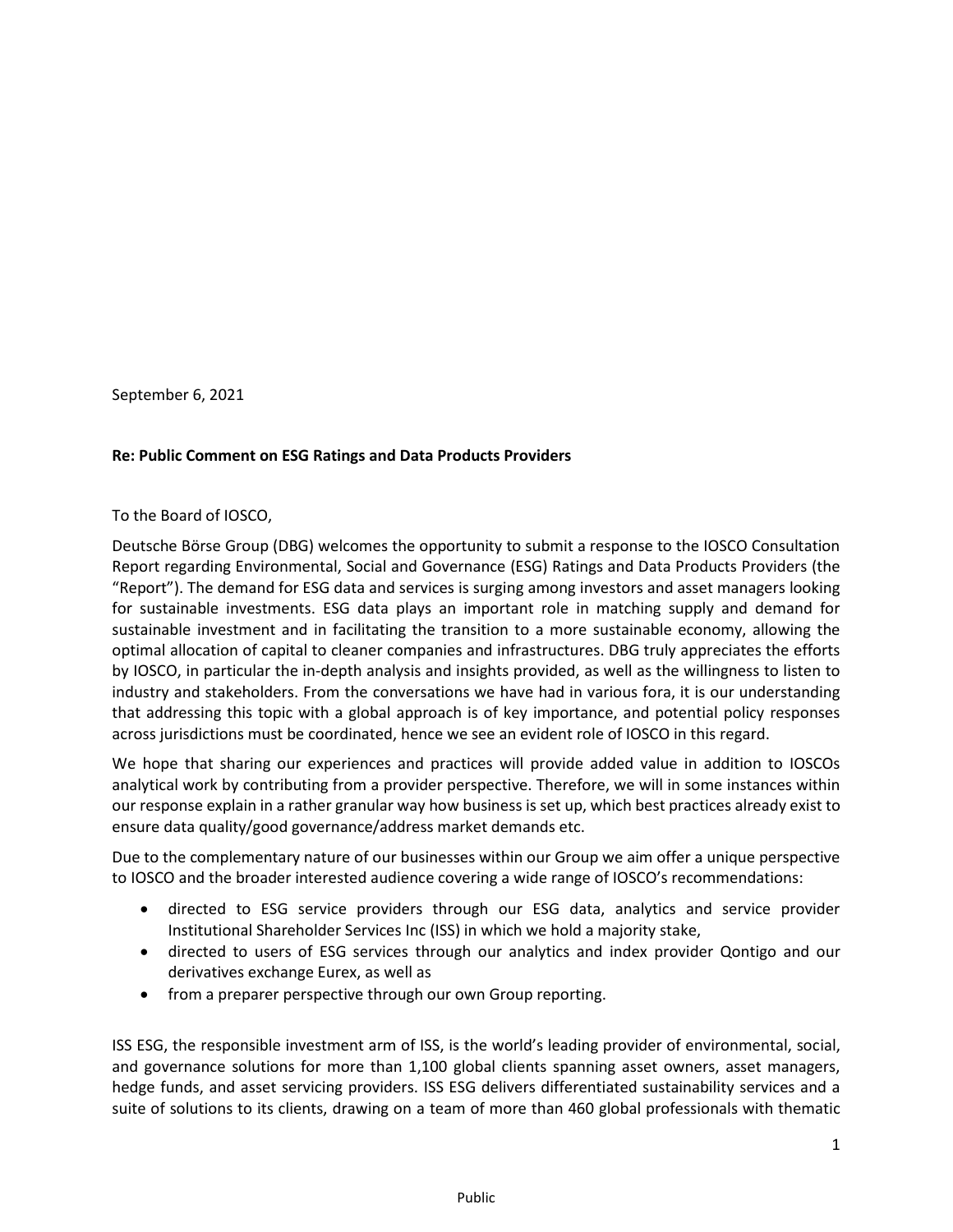September 6, 2021

**Re: Public Comment on ESG Ratings and Data Products Providers**

To the Board of IOSCO,

Deutsche Börse Group (DBG) welcomes the opportunity to submit a response to the IOSCO Consultation Report regarding Environmental, Social and Governance (ESG) Ratings and Data Products Providers (the "Report"). The demand for ESG data and services is surging among investors and asset managers looking for sustainable investments. ESG data plays an important role in matching supply and demand for sustainable investment and in facilitating the transition to a more sustainable economy, allowing the optimal allocation of capital to cleaner companies and infrastructures. DBG truly appreciates the efforts by IOSCO, in particular the in-depth analysis and insights provided, as well as the willingness to listen to industry and stakeholders. From the conversations we have had in various fora, it is our understanding that addressing this topic with a global approach is of key importance, and potential policy responses across jurisdictions must be coordinated, hence we see an evident role of IOSCO in this regard.

We hope that sharing our experiences and practices will provide added value in addition to IOSCOs analytical work by contributing from a provider perspective. Therefore, we will in some instances within our response explain in a rather granular way how business is set up, which best practices already exist to ensure data quality/good governance/address market demands etc.

Due to the complementary nature of our businesses within our Group we aim offer a unique perspective to IOSCO and the broader interested audience covering a wide range of IOSCO's recommendations:

- directed to ESG service providers through our ESG data, analytics and service provider Institutional Shareholder Services Inc (ISS) in which we hold a majority stake,
- directed to users of ESG services through our analytics and index provider Qontigo and our derivatives exchange Eurex, as well as
- from a preparer perspective through our own Group reporting.

ISS ESG, the responsible investment arm of ISS, is the world's leading provider of environmental, social, and governance solutions for more than 1,100 global clients spanning asset owners, asset managers, hedge funds, and asset servicing providers. ISS ESG delivers differentiated sustainability services and a suite of solutions to its clients, drawing on a team of more than 460 global professionals with thematic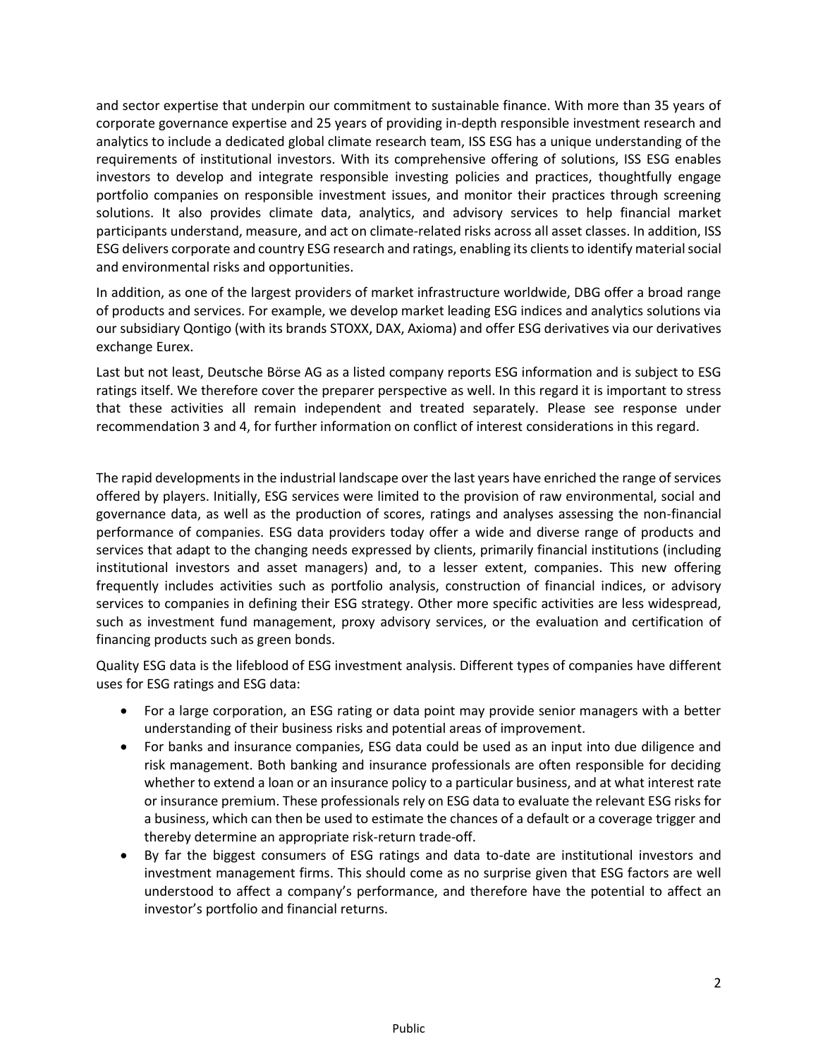and sector expertise that underpin our commitment to sustainable finance. With more than 35 years of corporate governance expertise and 25 years of providing in-depth responsible investment research and analytics to include a dedicated global climate research team, ISS ESG has a unique understanding of the requirements of institutional investors. With its comprehensive offering of solutions, ISS ESG enables investors to develop and integrate responsible investing policies and practices, thoughtfully engage portfolio companies on responsible investment issues, and monitor their practices through screening solutions. It also provides climate data, analytics, and advisory services to help financial market participants understand, measure, and act on climate-related risks across all asset classes. In addition, ISS ESG delivers corporate and country ESG research and ratings, enabling its clients to identify material social and environmental risks and opportunities.

In addition, as one of the largest providers of market infrastructure worldwide, DBG offer a broad range of products and services. For example, we develop market leading ESG indices and analytics solutions via our subsidiary Qontigo (with its brands STOXX, DAX, Axioma) and offer ESG derivatives via our derivatives exchange Eurex.

Last but not least, Deutsche Börse AG as a listed company reports ESG information and is subject to ESG ratings itself. We therefore cover the preparer perspective as well. In this regard it is important to stress that these activities all remain independent and treated separately. Please see response under recommendation 3 and 4, for further information on conflict of interest considerations in this regard.

The rapid developments in the industrial landscape over the last years have enriched the range of services offered by players. Initially, ESG services were limited to the provision of raw environmental, social and governance data, as well as the production of scores, ratings and analyses assessing the non-financial performance of companies. ESG data providers today offer a wide and diverse range of products and services that adapt to the changing needs expressed by clients, primarily financial institutions (including institutional investors and asset managers) and, to a lesser extent, companies. This new offering frequently includes activities such as portfolio analysis, construction of financial indices, or advisory services to companies in defining their ESG strategy. Other more specific activities are less widespread, such as investment fund management, proxy advisory services, or the evaluation and certification of financing products such as green bonds.

Quality ESG data is the lifeblood of ESG investment analysis. Different types of companies have different uses for ESG ratings and ESG data:

- For a large corporation, an ESG rating or data point may provide senior managers with a better understanding of their business risks and potential areas of improvement.
- For banks and insurance companies, ESG data could be used as an input into due diligence and risk management. Both banking and insurance professionals are often responsible for deciding whether to extend a loan or an insurance policy to a particular business, and at what interest rate or insurance premium. These professionals rely on ESG data to evaluate the relevant ESG risks for a business, which can then be used to estimate the chances of a default or a coverage trigger and thereby determine an appropriate risk-return trade-off.
- By far the biggest consumers of ESG ratings and data to-date are institutional investors and investment management firms. This should come as no surprise given that ESG factors are well understood to affect a company's performance, and therefore have the potential to affect an investor's portfolio and financial returns.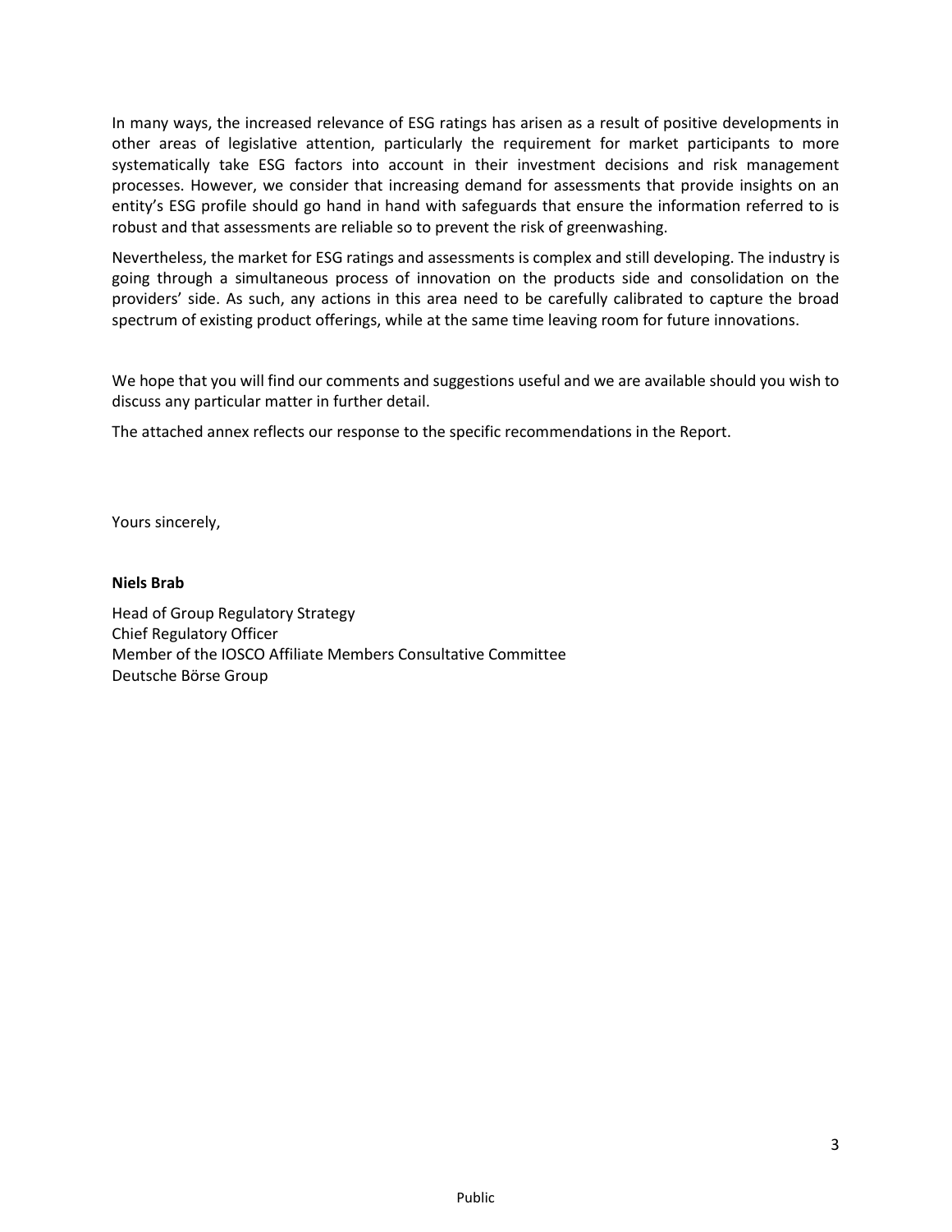In many ways, the increased relevance of ESG ratings has arisen as a result of positive developments in other areas of legislative attention, particularly the requirement for market participants to more systematically take ESG factors into account in their investment decisions and risk management processes. However, we consider that increasing demand for assessments that provide insights on an entity's ESG profile should go hand in hand with safeguards that ensure the information referred to is robust and that assessments are reliable so to prevent the risk of greenwashing.

Nevertheless, the market for ESG ratings and assessments is complex and still developing. The industry is going through a simultaneous process of innovation on the products side and consolidation on the providers' side. As such, any actions in this area need to be carefully calibrated to capture the broad spectrum of existing product offerings, while at the same time leaving room for future innovations.

We hope that you will find our comments and suggestions useful and we are available should you wish to discuss any particular matter in further detail.

The attached annex reflects our response to the specific recommendations in the Report.

Yours sincerely,

**Niels Brab**

Head of Group Regulatory Strategy
Chief Regulatory Officer
Member of the IOSCO Affiliate Members Consultative Committee
Deutsche Börse Group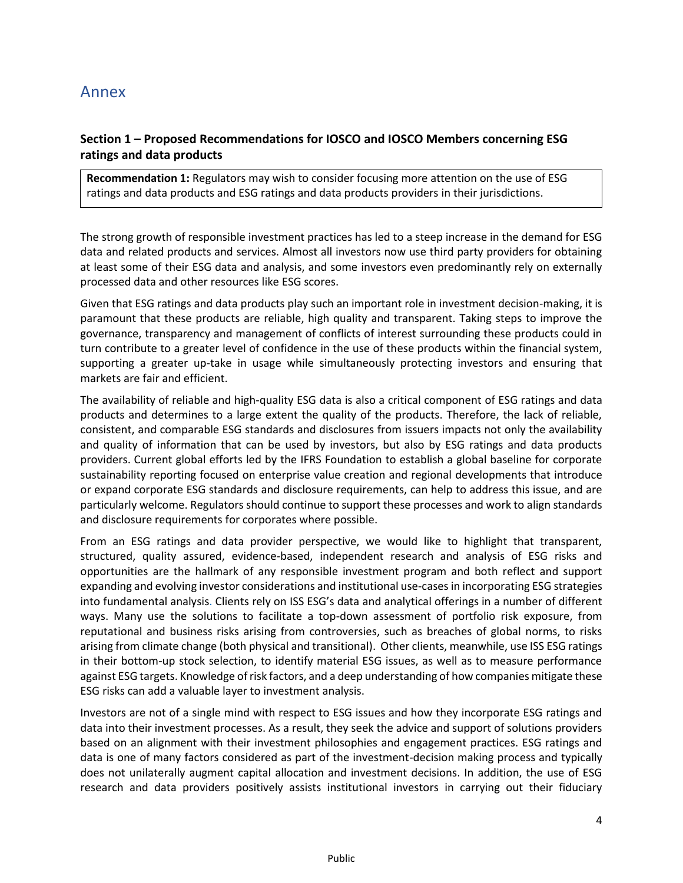# Annex

## Section 1 – Proposed Recommendations for IOSCO and IOSCO Members concerning ESG ratings and data products

**Recommendation 1:** Regulators may wish to consider focusing more attention on the use of ESG ratings and data products and ESG ratings and data products providers in their jurisdictions.

The strong growth of responsible investment practices has led to a steep increase in the demand for ESG data and related products and services. Almost all investors now use third party providers for obtaining at least some of their ESG data and analysis, and some investors even predominantly rely on externally processed data and other resources like ESG scores.

Given that ESG ratings and data products play such an important role in investment decision-making, it is paramount that these products are reliable, high quality and transparent. Taking steps to improve the governance, transparency and management of conflicts of interest surrounding these products could in turn contribute to a greater level of confidence in the use of these products within the financial system, supporting a greater up-take in usage while simultaneously protecting investors and ensuring that markets are fair and efficient.

The availability of reliable and high-quality ESG data is also a critical component of ESG ratings and data products and determines to a large extent the quality of the products. Therefore, the lack of reliable, consistent, and comparable ESG standards and disclosures from issuers impacts not only the availability and quality of information that can be used by investors, but also by ESG ratings and data products providers. Current global efforts led by the IFRS Foundation to establish a global baseline for corporate sustainability reporting focused on enterprise value creation and regional developments that introduce or expand corporate ESG standards and disclosure requirements, can help to address this issue, and are particularly welcome. Regulators should continue to support these processes and work to align standards and disclosure requirements for corporates where possible.

From an ESG ratings and data provider perspective, we would like to highlight that transparent, structured, quality assured, evidence-based, independent research and analysis of ESG risks and opportunities are the hallmark of any responsible investment program and both reflect and support expanding and evolving investor considerations and institutional use-cases in incorporating ESG strategies into fundamental analysis. Clients rely on ISS ESG's data and analytical offerings in a number of different ways. Many use the solutions to facilitate a top-down assessment of portfolio risk exposure, from reputational and business risks arising from controversies, such as breaches of global norms, to risks arising from climate change (both physical and transitional). Other clients, meanwhile, use ISS ESG ratings in their bottom-up stock selection, to identify material ESG issues, as well as to measure performance against ESG targets. Knowledge of risk factors, and a deep understanding of how companies mitigate these ESG risks can add a valuable layer to investment analysis.

Investors are not of a single mind with respect to ESG issues and how they incorporate ESG ratings and data into their investment processes. As a result, they seek the advice and support of solutions providers based on an alignment with their investment philosophies and engagement practices. ESG ratings and data is one of many factors considered as part of the investment-decision making process and typically does not unilaterally augment capital allocation and investment decisions. In addition, the use of ESG research and data providers positively assists institutional investors in carrying out their fiduciary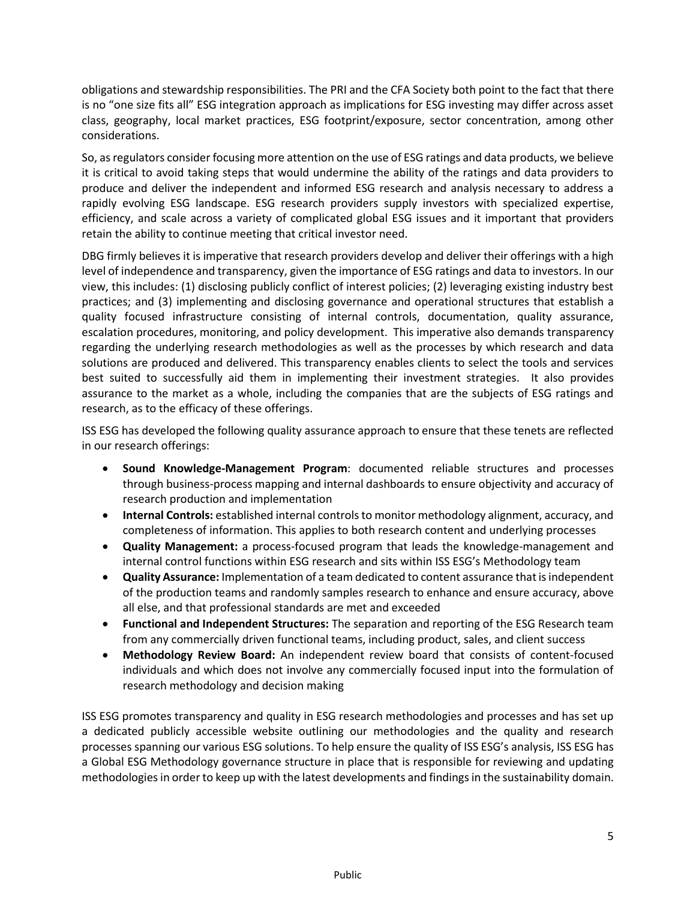obligations and stewardship responsibilities. The PRI and the CFA Society both point to the fact that there is no "one size fits all" ESG integration approach as implications for ESG investing may differ across asset class, geography, local market practices, ESG footprint/exposure, sector concentration, among other considerations.

So, as regulators consider focusing more attention on the use of ESG ratings and data products, we believe it is critical to avoid taking steps that would undermine the ability of the ratings and data providers to produce and deliver the independent and informed ESG research and analysis necessary to address a rapidly evolving ESG landscape. ESG research providers supply investors with specialized expertise, efficiency, and scale across a variety of complicated global ESG issues and it important that providers retain the ability to continue meeting that critical investor need.

DBG firmly believes it is imperative that research providers develop and deliver their offerings with a high level of independence and transparency, given the importance of ESG ratings and data to investors. In our view, this includes: (1) disclosing publicly conflict of interest policies; (2) leveraging existing industry best practices; and (3) implementing and disclosing governance and operational structures that establish a quality focused infrastructure consisting of internal controls, documentation, quality assurance, escalation procedures, monitoring, and policy development. This imperative also demands transparency regarding the underlying research methodologies as well as the processes by which research and data solutions are produced and delivered. This transparency enables clients to select the tools and services best suited to successfully aid them in implementing their investment strategies. It also provides assurance to the market as a whole, including the companies that are the subjects of ESG ratings and research, as to the efficacy of these offerings.

ISS ESG has developed the following quality assurance approach to ensure that these tenets are reflected in our research offerings:

- **Sound Knowledge-Management Program**: documented reliable structures and processes through business-process mapping and internal dashboards to ensure objectivity and accuracy of research production and implementation
- **Internal Controls:** established internal controls to monitor methodology alignment, accuracy, and completeness of information. This applies to both research content and underlying processes
- **Quality Management:** a process-focused program that leads the knowledge-management and internal control functions within ESG research and sits within ISS ESG's Methodology team
- **Quality Assurance:** Implementation of a team dedicated to content assurance that is independent of the production teams and randomly samples research to enhance and ensure accuracy, above all else, and that professional standards are met and exceeded
- **Functional and Independent Structures:** The separation and reporting of the ESG Research team from any commercially driven functional teams, including product, sales, and client success
- **Methodology Review Board:** An independent review board that consists of content-focused individuals and which does not involve any commercially focused input into the formulation of research methodology and decision making

ISS ESG promotes transparency and quality in ESG research methodologies and processes and has set up a dedicated publicly accessible website outlining our methodologies and the quality and research processes spanning our various ESG solutions. To help ensure the quality of ISS ESG's analysis, ISS ESG has a Global ESG Methodology governance structure in place that is responsible for reviewing and updating methodologies in order to keep up with the latest developments and findings in the sustainability domain.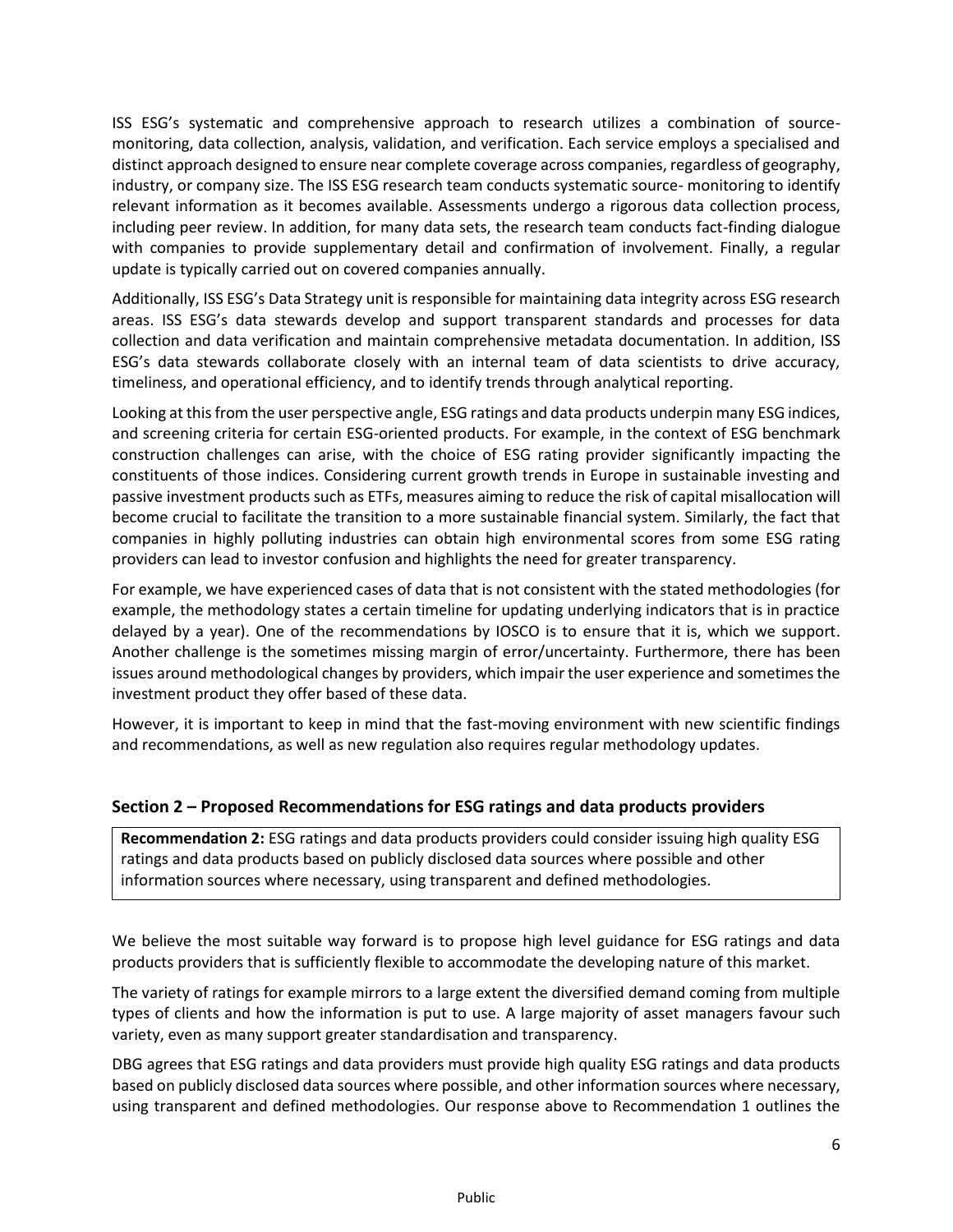ISS ESG's systematic and comprehensive approach to research utilizes a combination of source-monitoring, data collection, analysis, validation, and verification. Each service employs a specialised and distinct approach designed to ensure near complete coverage across companies, regardless of geography, industry, or company size. The ISS ESG research team conducts systematic source- monitoring to identify relevant information as it becomes available. Assessments undergo a rigorous data collection process, including peer review. In addition, for many data sets, the research team conducts fact-finding dialogue with companies to provide supplementary detail and confirmation of involvement. Finally, a regular update is typically carried out on covered companies annually.

Additionally, ISS ESG's Data Strategy unit is responsible for maintaining data integrity across ESG research areas. ISS ESG's data stewards develop and support transparent standards and processes for data collection and data verification and maintain comprehensive metadata documentation. In addition, ISS ESG's data stewards collaborate closely with an internal team of data scientists to drive accuracy, timeliness, and operational efficiency, and to identify trends through analytical reporting.

Looking at this from the user perspective angle, ESG ratings and data products underpin many ESG indices, and screening criteria for certain ESG-oriented products. For example, in the context of ESG benchmark construction challenges can arise, with the choice of ESG rating provider significantly impacting the constituents of those indices. Considering current growth trends in Europe in sustainable investing and passive investment products such as ETFs, measures aiming to reduce the risk of capital misallocation will become crucial to facilitate the transition to a more sustainable financial system. Similarly, the fact that companies in highly polluting industries can obtain high environmental scores from some ESG rating providers can lead to investor confusion and highlights the need for greater transparency.

For example, we have experienced cases of data that is not consistent with the stated methodologies (for example, the methodology states a certain timeline for updating underlying indicators that is in practice delayed by a year). One of the recommendations by IOSCO is to ensure that it is, which we support. Another challenge is the sometimes missing margin of error/uncertainty. Furthermore, there has been issues around methodological changes by providers, which impair the user experience and sometimes the investment product they offer based of these data.

However, it is important to keep in mind that the fast-moving environment with new scientific findings and recommendations, as well as new regulation also requires regular methodology updates.

## Section 2 – Proposed Recommendations for ESG ratings and data products providers

> **Recommendation 2:** ESG ratings and data products providers could consider issuing high quality ESG ratings and data products based on publicly disclosed data sources where possible and other information sources where necessary, using transparent and defined methodologies.

We believe the most suitable way forward is to propose high level guidance for ESG ratings and data products providers that is sufficiently flexible to accommodate the developing nature of this market.

The variety of ratings for example mirrors to a large extent the diversified demand coming from multiple types of clients and how the information is put to use. A large majority of asset managers favour such variety, even as many support greater standardisation and transparency.

DBG agrees that ESG ratings and data providers must provide high quality ESG ratings and data products based on publicly disclosed data sources where possible, and other information sources where necessary, using transparent and defined methodologies. Our response above to Recommendation 1 outlines the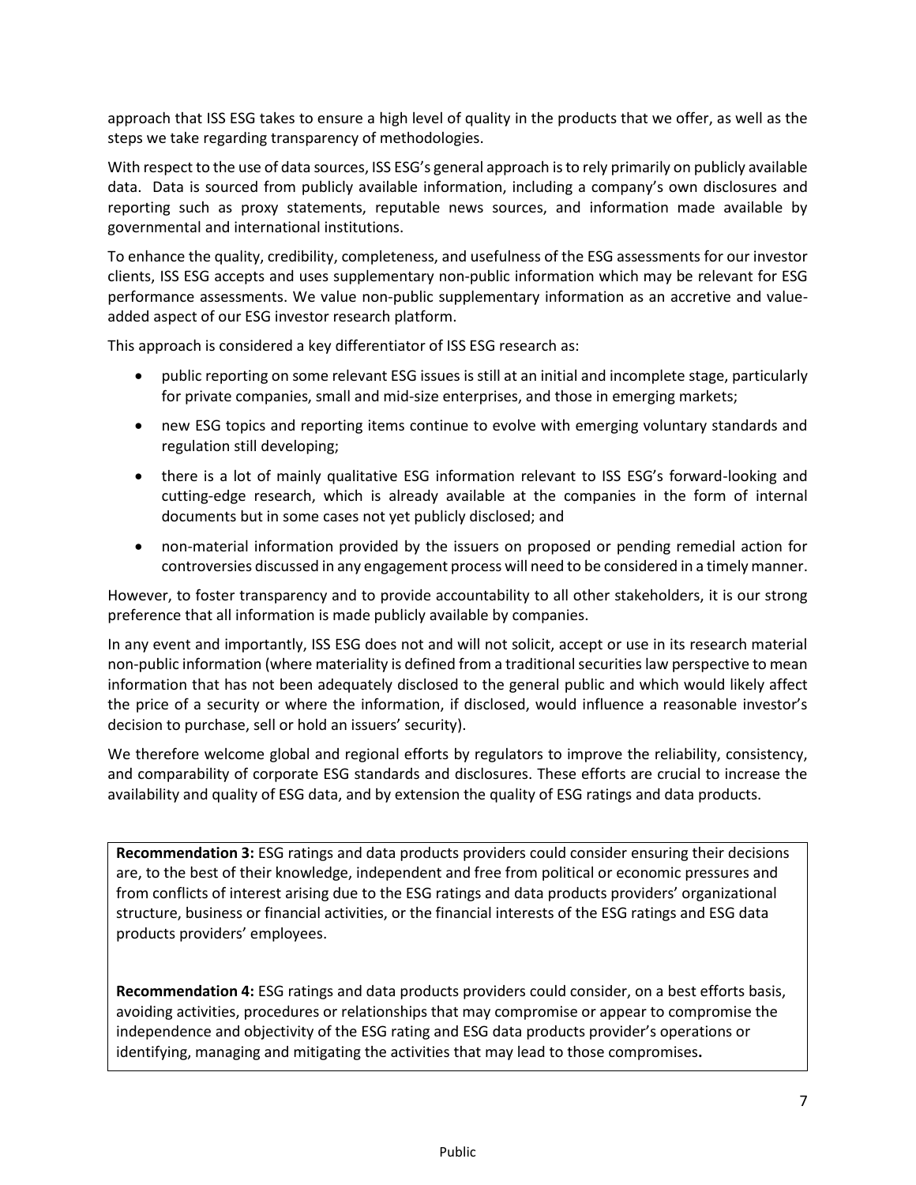approach that ISS ESG takes to ensure a high level of quality in the products that we offer, as well as the steps we take regarding transparency of methodologies.

With respect to the use of data sources, ISS ESG's general approach is to rely primarily on publicly available data. Data is sourced from publicly available information, including a company's own disclosures and reporting such as proxy statements, reputable news sources, and information made available by governmental and international institutions.

To enhance the quality, credibility, completeness, and usefulness of the ESG assessments for our investor clients, ISS ESG accepts and uses supplementary non-public information which may be relevant for ESG performance assessments. We value non-public supplementary information as an accretive and value-added aspect of our ESG investor research platform.

This approach is considered a key differentiator of ISS ESG research as:

- public reporting on some relevant ESG issues is still at an initial and incomplete stage, particularly for private companies, small and mid-size enterprises, and those in emerging markets;
- new ESG topics and reporting items continue to evolve with emerging voluntary standards and regulation still developing;
- there is a lot of mainly qualitative ESG information relevant to ISS ESG's forward-looking and cutting-edge research, which is already available at the companies in the form of internal documents but in some cases not yet publicly disclosed; and
- non-material information provided by the issuers on proposed or pending remedial action for controversies discussed in any engagement process will need to be considered in a timely manner.

However, to foster transparency and to provide accountability to all other stakeholders, it is our strong preference that all information is made publicly available by companies.

In any event and importantly, ISS ESG does not and will not solicit, accept or use in its research material non-public information (where materiality is defined from a traditional securities law perspective to mean information that has not been adequately disclosed to the general public and which would likely affect the price of a security or where the information, if disclosed, would influence a reasonable investor's decision to purchase, sell or hold an issuers' security).

We therefore welcome global and regional efforts by regulators to improve the reliability, consistency, and comparability of corporate ESG standards and disclosures. These efforts are crucial to increase the availability and quality of ESG data, and by extension the quality of ESG ratings and data products.

**Recommendation 3:** ESG ratings and data products providers could consider ensuring their decisions are, to the best of their knowledge, independent and free from political or economic pressures and from conflicts of interest arising due to the ESG ratings and data products providers' organizational structure, business or financial activities, or the financial interests of the ESG ratings and ESG data products providers' employees.

**Recommendation 4:** ESG ratings and data products providers could consider, on a best efforts basis, avoiding activities, procedures or relationships that may compromise or appear to compromise the independence and objectivity of the ESG rating and ESG data products provider's operations or identifying, managing and mitigating the activities that may lead to those compromises**.**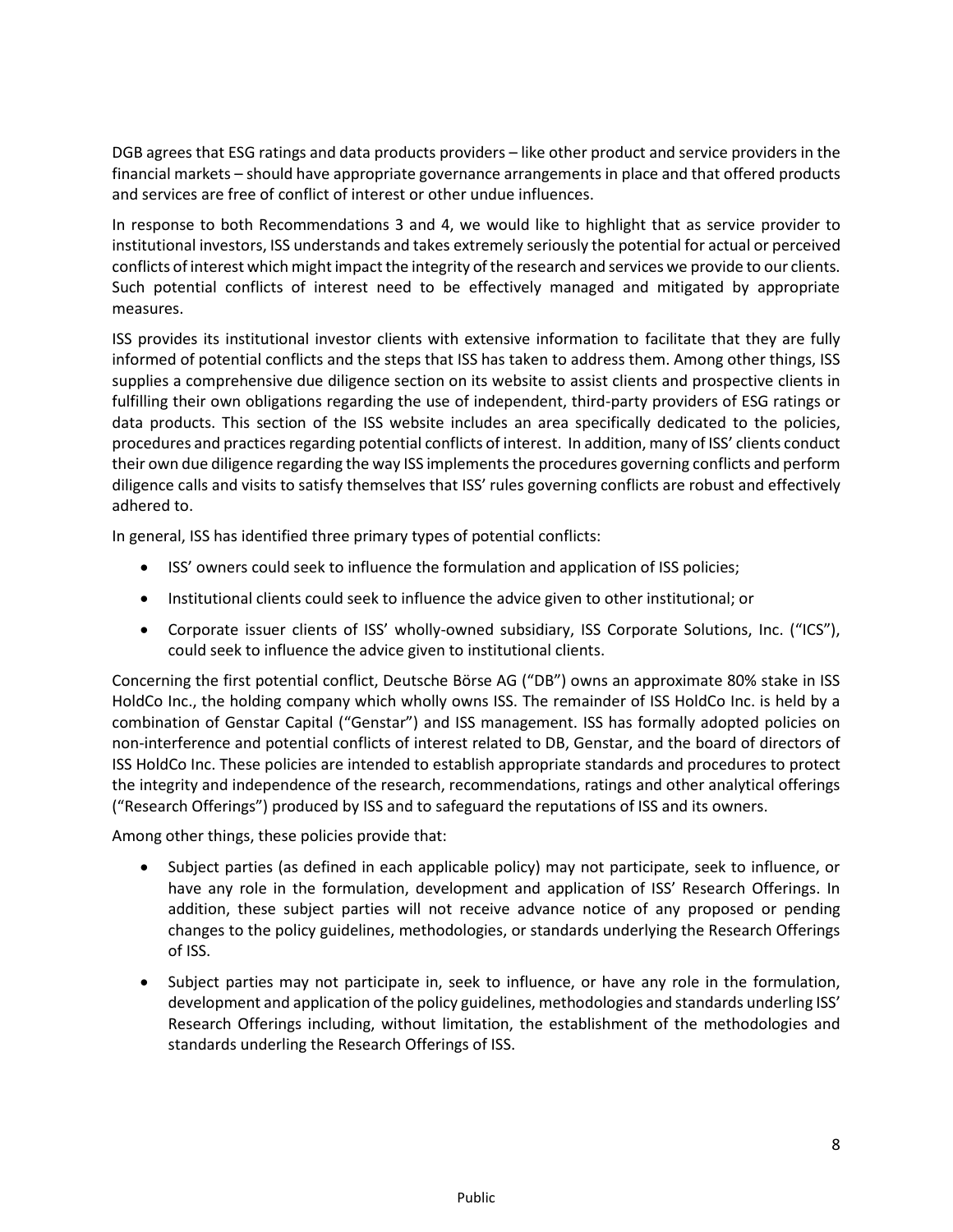DGB agrees that ESG ratings and data products providers – like other product and service providers in the financial markets – should have appropriate governance arrangements in place and that offered products and services are free of conflict of interest or other undue influences.

In response to both Recommendations 3 and 4, we would like to highlight that as service provider to institutional investors, ISS understands and takes extremely seriously the potential for actual or perceived conflicts of interest which might impact the integrity of the research and services we provide to our clients. Such potential conflicts of interest need to be effectively managed and mitigated by appropriate measures.

ISS provides its institutional investor clients with extensive information to facilitate that they are fully informed of potential conflicts and the steps that ISS has taken to address them. Among other things, ISS supplies a comprehensive due diligence section on its website to assist clients and prospective clients in fulfilling their own obligations regarding the use of independent, third-party providers of ESG ratings or data products. This section of the ISS website includes an area specifically dedicated to the policies, procedures and practices regarding potential conflicts of interest. In addition, many of ISS' clients conduct their own due diligence regarding the way ISS implements the procedures governing conflicts and perform diligence calls and visits to satisfy themselves that ISS' rules governing conflicts are robust and effectively adhered to.

In general, ISS has identified three primary types of potential conflicts:

- ISS' owners could seek to influence the formulation and application of ISS policies;
- Institutional clients could seek to influence the advice given to other institutional; or
- Corporate issuer clients of ISS' wholly-owned subsidiary, ISS Corporate Solutions, Inc. ("ICS"), could seek to influence the advice given to institutional clients.

Concerning the first potential conflict, Deutsche Börse AG ("DB") owns an approximate 80% stake in ISS HoldCo Inc., the holding company which wholly owns ISS. The remainder of ISS HoldCo Inc. is held by a combination of Genstar Capital ("Genstar") and ISS management. ISS has formally adopted policies on non-interference and potential conflicts of interest related to DB, Genstar, and the board of directors of ISS HoldCo Inc. These policies are intended to establish appropriate standards and procedures to protect the integrity and independence of the research, recommendations, ratings and other analytical offerings ("Research Offerings") produced by ISS and to safeguard the reputations of ISS and its owners.

Among other things, these policies provide that:

- Subject parties (as defined in each applicable policy) may not participate, seek to influence, or have any role in the formulation, development and application of ISS' Research Offerings. In addition, these subject parties will not receive advance notice of any proposed or pending changes to the policy guidelines, methodologies, or standards underlying the Research Offerings of ISS.
- Subject parties may not participate in, seek to influence, or have any role in the formulation, development and application of the policy guidelines, methodologies and standards underling ISS' Research Offerings including, without limitation, the establishment of the methodologies and standards underling the Research Offerings of ISS.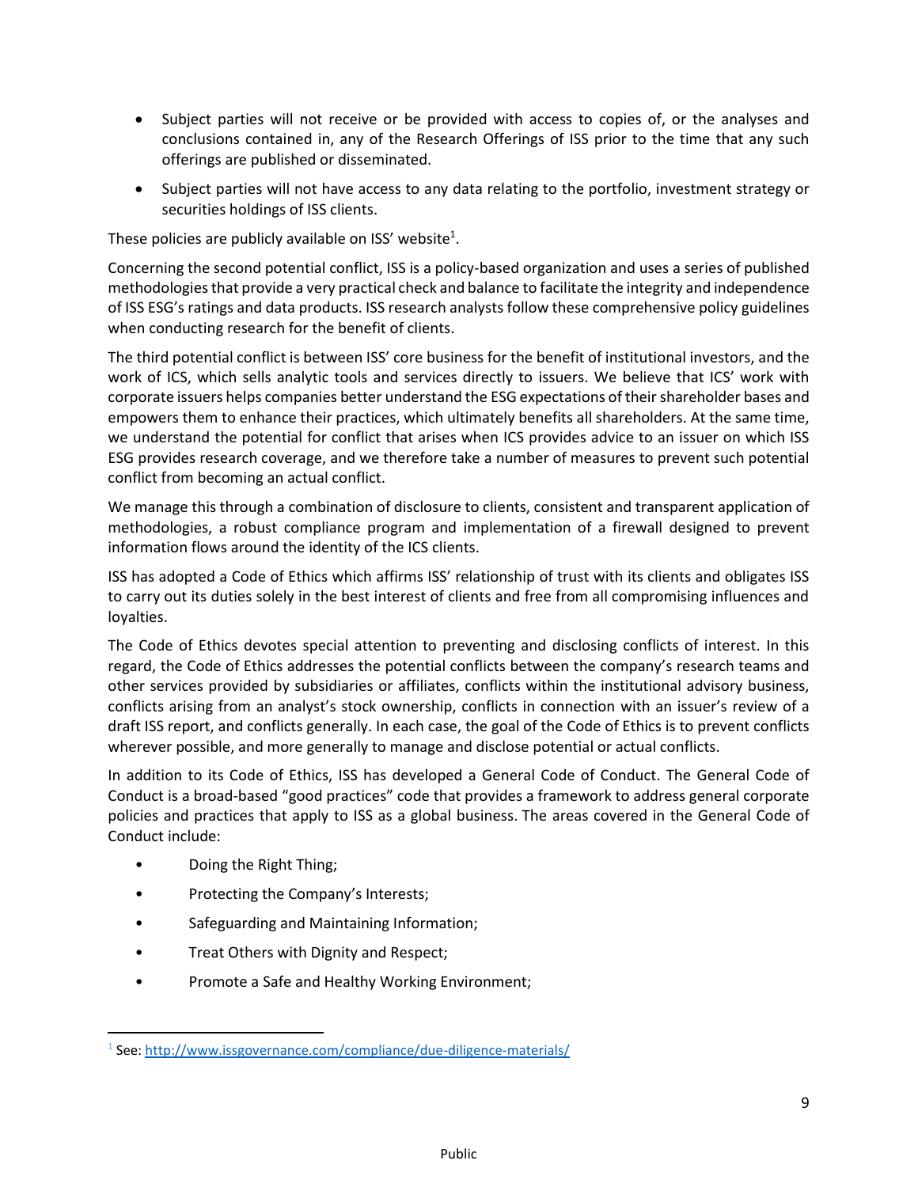- Subject parties will not receive or be provided with access to copies of, or the analyses and conclusions contained in, any of the Research Offerings of ISS prior to the time that any such offerings are published or disseminated.
- Subject parties will not have access to any data relating to the portfolio, investment strategy or securities holdings of ISS clients.

These policies are publicly available on ISS' website[1].

Concerning the second potential conflict, ISS is a policy-based organization and uses a series of published methodologies that provide a very practical check and balance to facilitate the integrity and independence of ISS ESG's ratings and data products. ISS research analysts follow these comprehensive policy guidelines when conducting research for the benefit of clients.

The third potential conflict is between ISS' core business for the benefit of institutional investors, and the work of ICS, which sells analytic tools and services directly to issuers. We believe that ICS' work with corporate issuers helps companies better understand the ESG expectations of their shareholder bases and empowers them to enhance their practices, which ultimately benefits all shareholders. At the same time, we understand the potential for conflict that arises when ICS provides advice to an issuer on which ISS ESG provides research coverage, and we therefore take a number of measures to prevent such potential conflict from becoming an actual conflict.

We manage this through a combination of disclosure to clients, consistent and transparent application of methodologies, a robust compliance program and implementation of a firewall designed to prevent information flows around the identity of the ICS clients.

ISS has adopted a Code of Ethics which affirms ISS' relationship of trust with its clients and obligates ISS to carry out its duties solely in the best interest of clients and free from all compromising influences and loyalties.

The Code of Ethics devotes special attention to preventing and disclosing conflicts of interest. In this regard, the Code of Ethics addresses the potential conflicts between the company's research teams and other services provided by subsidiaries or affiliates, conflicts within the institutional advisory business, conflicts arising from an analyst's stock ownership, conflicts in connection with an issuer's review of a draft ISS report, and conflicts generally. In each case, the goal of the Code of Ethics is to prevent conflicts wherever possible, and more generally to manage and disclose potential or actual conflicts.

In addition to its Code of Ethics, ISS has developed a General Code of Conduct. The General Code of Conduct is a broad-based "good practices" code that provides a framework to address general corporate policies and practices that apply to ISS as a global business. The areas covered in the General Code of Conduct include:

- Doing the Right Thing;
- Protecting the Company's Interests;
- Safeguarding and Maintaining Information;
- Treat Others with Dignity and Respect;
- Promote a Safe and Healthy Working Environment;

[1] See: http://www.issgovernance.com/compliance/due-diligence-materials/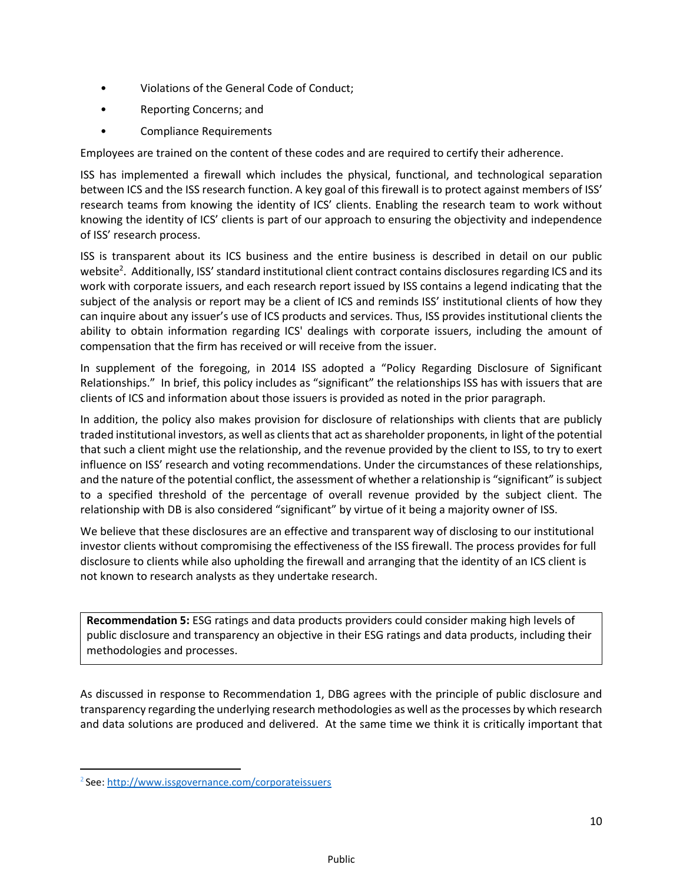- Violations of the General Code of Conduct;
- Reporting Concerns; and
- Compliance Requirements

Employees are trained on the content of these codes and are required to certify their adherence.

ISS has implemented a firewall which includes the physical, functional, and technological separation between ICS and the ISS research function. A key goal of this firewall is to protect against members of ISS' research teams from knowing the identity of ICS' clients. Enabling the research team to work without knowing the identity of ICS' clients is part of our approach to ensuring the objectivity and independence of ISS' research process.

ISS is transparent about its ICS business and the entire business is described in detail on our public website[2]. Additionally, ISS' standard institutional client contract contains disclosures regarding ICS and its work with corporate issuers, and each research report issued by ISS contains a legend indicating that the subject of the analysis or report may be a client of ICS and reminds ISS' institutional clients of how they can inquire about any issuer's use of ICS products and services. Thus, ISS provides institutional clients the ability to obtain information regarding ICS' dealings with corporate issuers, including the amount of compensation that the firm has received or will receive from the issuer.

In supplement of the foregoing, in 2014 ISS adopted a "Policy Regarding Disclosure of Significant Relationships." In brief, this policy includes as "significant" the relationships ISS has with issuers that are clients of ICS and information about those issuers is provided as noted in the prior paragraph.

In addition, the policy also makes provision for disclosure of relationships with clients that are publicly traded institutional investors, as well as clients that act as shareholder proponents, in light of the potential that such a client might use the relationship, and the revenue provided by the client to ISS, to try to exert influence on ISS' research and voting recommendations. Under the circumstances of these relationships, and the nature of the potential conflict, the assessment of whether a relationship is "significant" is subject to a specified threshold of the percentage of overall revenue provided by the subject client. The relationship with DB is also considered "significant" by virtue of it being a majority owner of ISS.

We believe that these disclosures are an effective and transparent way of disclosing to our institutional investor clients without compromising the effectiveness of the ISS firewall. The process provides for full disclosure to clients while also upholding the firewall and arranging that the identity of an ICS client is not known to research analysts as they undertake research.

> **Recommendation 5:** ESG ratings and data products providers could consider making high levels of public disclosure and transparency an objective in their ESG ratings and data products, including their methodologies and processes.

As discussed in response to Recommendation 1, DBG agrees with the principle of public disclosure and transparency regarding the underlying research methodologies as well as the processes by which research and data solutions are produced and delivered. At the same time we think it is critically important that

[2] See: http://www.issgovernance.com/corporateissuers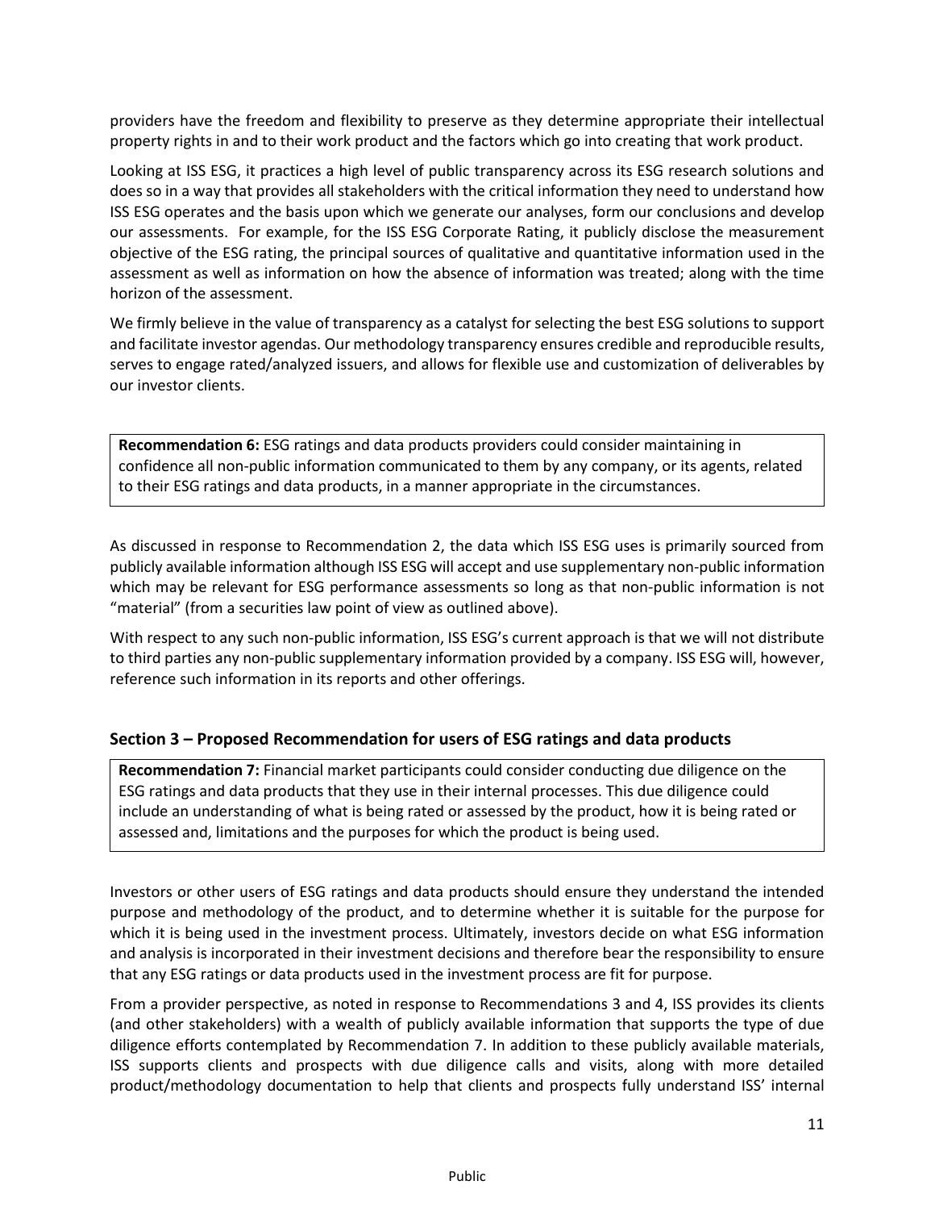providers have the freedom and flexibility to preserve as they determine appropriate their intellectual property rights in and to their work product and the factors which go into creating that work product.

Looking at ISS ESG, it practices a high level of public transparency across its ESG research solutions and does so in a way that provides all stakeholders with the critical information they need to understand how ISS ESG operates and the basis upon which we generate our analyses, form our conclusions and develop our assessments. For example, for the ISS ESG Corporate Rating, it publicly disclose the measurement objective of the ESG rating, the principal sources of qualitative and quantitative information used in the assessment as well as information on how the absence of information was treated; along with the time horizon of the assessment.

We firmly believe in the value of transparency as a catalyst for selecting the best ESG solutions to support and facilitate investor agendas. Our methodology transparency ensures credible and reproducible results, serves to engage rated/analyzed issuers, and allows for flexible use and customization of deliverables by our investor clients.

**Recommendation 6:** ESG ratings and data products providers could consider maintaining in confidence all non-public information communicated to them by any company, or its agents, related to their ESG ratings and data products, in a manner appropriate in the circumstances.

As discussed in response to Recommendation 2, the data which ISS ESG uses is primarily sourced from publicly available information although ISS ESG will accept and use supplementary non-public information which may be relevant for ESG performance assessments so long as that non-public information is not "material" (from a securities law point of view as outlined above).

With respect to any such non-public information, ISS ESG's current approach is that we will not distribute to third parties any non-public supplementary information provided by a company. ISS ESG will, however, reference such information in its reports and other offerings.

## Section 3 – Proposed Recommendation for users of ESG ratings and data products

**Recommendation 7:** Financial market participants could consider conducting due diligence on the ESG ratings and data products that they use in their internal processes. This due diligence could include an understanding of what is being rated or assessed by the product, how it is being rated or assessed and, limitations and the purposes for which the product is being used.

Investors or other users of ESG ratings and data products should ensure they understand the intended purpose and methodology of the product, and to determine whether it is suitable for the purpose for which it is being used in the investment process. Ultimately, investors decide on what ESG information and analysis is incorporated in their investment decisions and therefore bear the responsibility to ensure that any ESG ratings or data products used in the investment process are fit for purpose.

From a provider perspective, as noted in response to Recommendations 3 and 4, ISS provides its clients (and other stakeholders) with a wealth of publicly available information that supports the type of due diligence efforts contemplated by Recommendation 7. In addition to these publicly available materials, ISS supports clients and prospects with due diligence calls and visits, along with more detailed product/methodology documentation to help that clients and prospects fully understand ISS' internal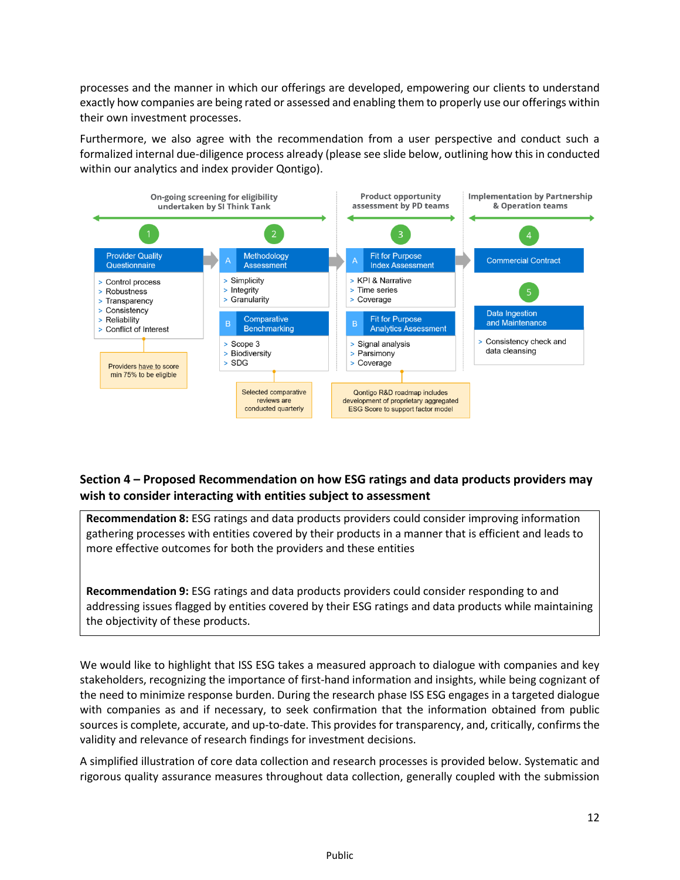processes and the manner in which our offerings are developed, empowering our clients to understand exactly how companies are being rated or assessed and enabling them to properly use our offerings within their own investment processes.

Furthermore, we also agree with the recommendation from a user perspective and conduct such a formalized internal due-diligence process already (please see slide below, outlining how this in conducted within our analytics and index provider Qontigo).

On-going screening for eligibility undertaken by SI Think Tank

1. **Provider Quality Questionnaire**
   - Control process
   - Robustness
   - Transparency
   - Consistency
   - Reliability
   - Conflict of Interest

   Providers have to score min 75% to be eligible

2. **A – Methodology Assessment**
   - Simplicity
   - Integrity
   - Granularity

   **B – Comparative Benchmarking**
   - Scope 3
   - Biodiversity
   - SDG

   Selected comparative reviews are conducted quarterly

Product opportunity assessment by PD teams

3. **A – Fit for Purpose Index Assessment**
   - KPI & Narrative
   - Time series
   - Coverage

   **B – Fit for Purpose Analytics Assessment**
   - Signal analysis
   - Parsimony
   - Coverage

   Qontigo R&D roadmap includes development of proprietary aggregated ESG Score to support factor model

Implementation by Partnership & Operation teams

4. **Commercial Contract**

5. **Data Ingestion and Maintenance**
   - Consistency check and data cleansing

## Section 4 – Proposed Recommendation on how ESG ratings and data products providers may wish to consider interacting with entities subject to assessment

**Recommendation 8:** ESG ratings and data products providers could consider improving information gathering processes with entities covered by their products in a manner that is efficient and leads to more effective outcomes for both the providers and these entities

**Recommendation 9:** ESG ratings and data products providers could consider responding to and addressing issues flagged by entities covered by their ESG ratings and data products while maintaining the objectivity of these products.

We would like to highlight that ISS ESG takes a measured approach to dialogue with companies and key stakeholders, recognizing the importance of first-hand information and insights, while being cognizant of the need to minimize response burden. During the research phase ISS ESG engages in a targeted dialogue with companies as and if necessary, to seek confirmation that the information obtained from public sources is complete, accurate, and up-to-date. This provides for transparency, and, critically, confirms the validity and relevance of research findings for investment decisions.

A simplified illustration of core data collection and research processes is provided below. Systematic and rigorous quality assurance measures throughout data collection, generally coupled with the submission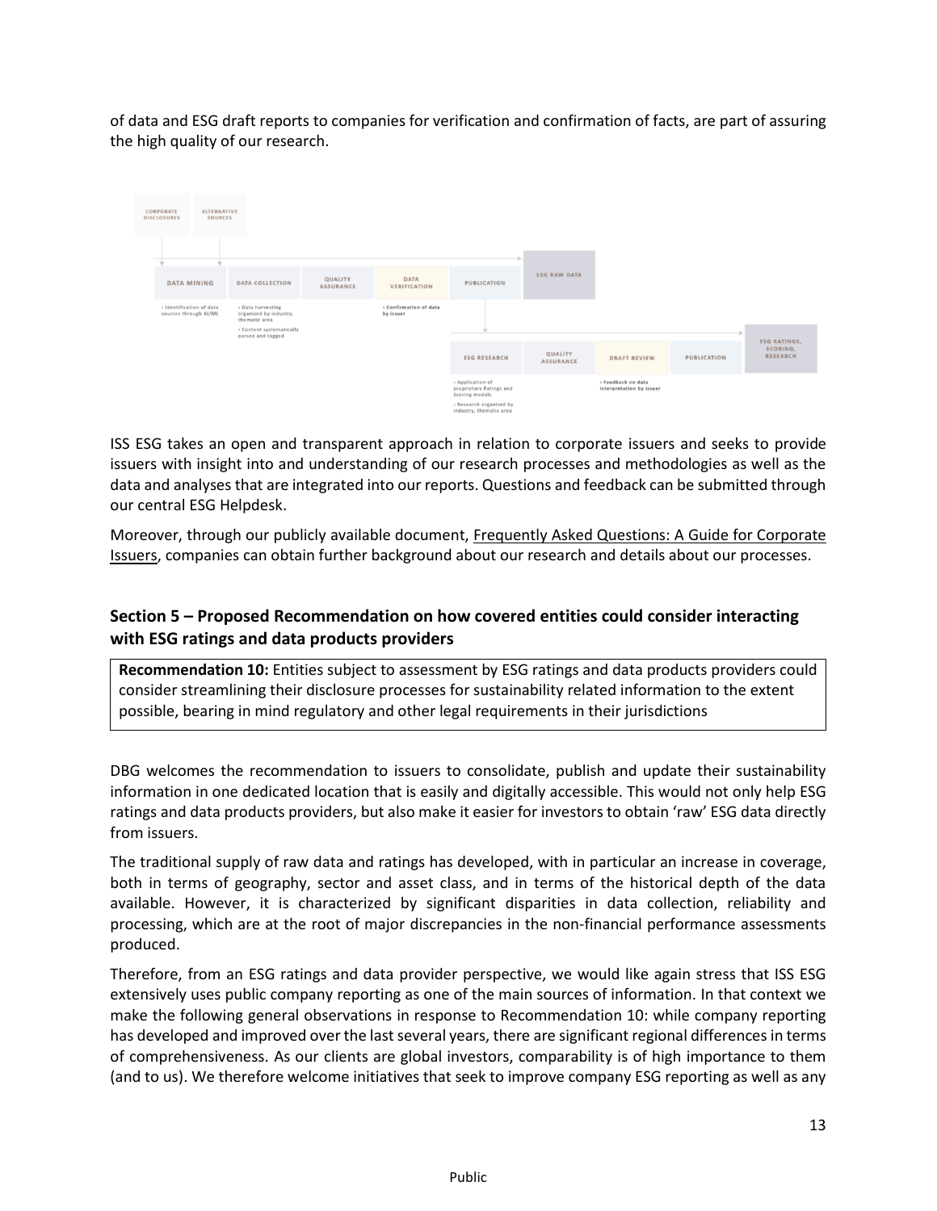of data and ESG draft reports to companies for verification and confirmation of facts, are part of assuring the high quality of our research.

ISS ESG takes an open and transparent approach in relation to corporate issuers and seeks to provide issuers with insight into and understanding of our research processes and methodologies as well as the data and analyses that are integrated into our reports. Questions and feedback can be submitted through our central ESG Helpdesk.

Moreover, through our publicly available document, Frequently Asked Questions: A Guide for Corporate Issuers, companies can obtain further background about our research and details about our processes.

### Section 5 – Proposed Recommendation on how covered entities could consider interacting with ESG ratings and data products providers

**Recommendation 10:** Entities subject to assessment by ESG ratings and data products providers could consider streamlining their disclosure processes for sustainability related information to the extent possible, bearing in mind regulatory and other legal requirements in their jurisdictions

DBG welcomes the recommendation to issuers to consolidate, publish and update their sustainability information in one dedicated location that is easily and digitally accessible. This would not only help ESG ratings and data products providers, but also make it easier for investors to obtain 'raw' ESG data directly from issuers.

The traditional supply of raw data and ratings has developed, with in particular an increase in coverage, both in terms of geography, sector and asset class, and in terms of the historical depth of the data available. However, it is characterized by significant disparities in data collection, reliability and processing, which are at the root of major discrepancies in the non-financial performance assessments produced.

Therefore, from an ESG ratings and data provider perspective, we would like again stress that ISS ESG extensively uses public company reporting as one of the main sources of information. In that context we make the following general observations in response to Recommendation 10: while company reporting has developed and improved over the last several years, there are significant regional differences in terms of comprehensiveness. As our clients are global investors, comparability is of high importance to them (and to us). We therefore welcome initiatives that seek to improve company ESG reporting as well as any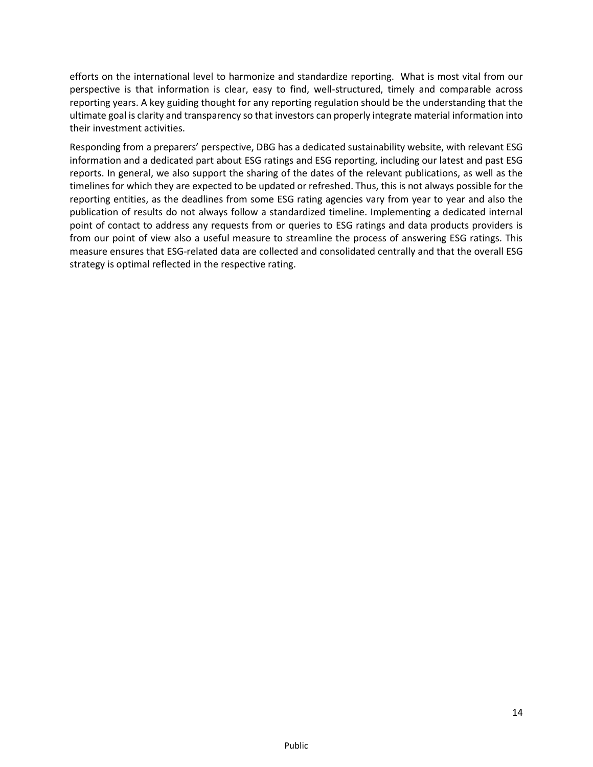efforts on the international level to harmonize and standardize reporting.  What is most vital from our perspective is that information is clear, easy to find, well-structured, timely and comparable across reporting years. A key guiding thought for any reporting regulation should be the understanding that the ultimate goal is clarity and transparency so that investors can properly integrate material information into their investment activities.

Responding from a preparers' perspective, DBG has a dedicated sustainability website, with relevant ESG information and a dedicated part about ESG ratings and ESG reporting, including our latest and past ESG reports. In general, we also support the sharing of the dates of the relevant publications, as well as the timelines for which they are expected to be updated or refreshed. Thus, this is not always possible for the reporting entities, as the deadlines from some ESG rating agencies vary from year to year and also the publication of results do not always follow a standardized timeline. Implementing a dedicated internal point of contact to address any requests from or queries to ESG ratings and data products providers is from our point of view also a useful measure to streamline the process of answering ESG ratings. This measure ensures that ESG-related data are collected and consolidated centrally and that the overall ESG strategy is optimal reflected in the respective rating.